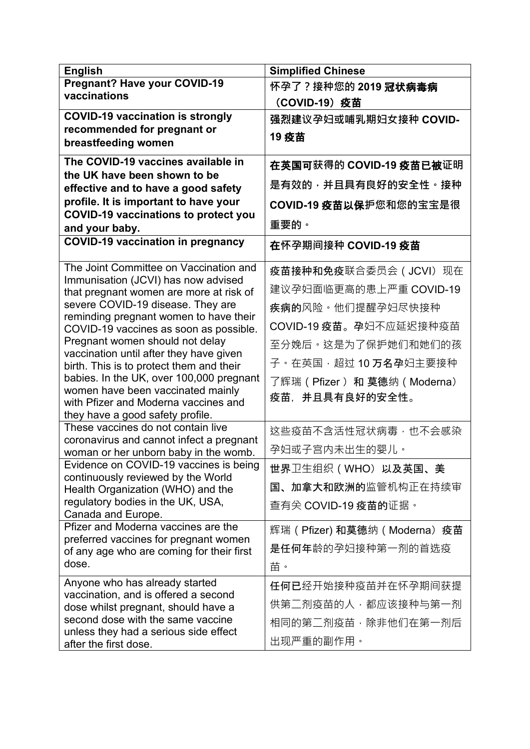| English | Simplified Chinese |
|---|---|
| **Pregnant? Have your COVID-19 vaccinations** | **怀孕了？接种您的 2019 冠状病毒病（COVID-19）疫苗** |
| **COVID-19 vaccination is strongly recommended for pregnant or breastfeeding women** | **强烈建议孕妇或哺乳期妇女接种 COVID-19 疫苗** |
| **The COVID-19 vaccines available in the UK have been shown to be effective and to have a good safety profile. It is important to have your COVID-19 vaccinations to protect you and your baby.** | **在英国可获得的 COVID-19 疫苗已被证明是有效的，并且具有良好的安全性。接种 COVID-19 疫苗以保护您和您的宝宝是很重要的。** |
| **COVID-19 vaccination in pregnancy** | **在怀孕期间接种 COVID-19 疫苗** |
| The Joint Committee on Vaccination and Immunisation (JCVI) has now advised that pregnant women are more at risk of severe COVID-19 disease. They are reminding pregnant women to have their COVID-19 vaccines as soon as possible. Pregnant women should not delay vaccination until after they have given birth. This is to protect them and their babies. In the UK, over 100,000 pregnant women have been vaccinated mainly with Pfizer and Moderna vaccines and they have a good safety profile. | 疫苗接种和免疫联合委员会（JCVI）现在建议孕妇面临更高的患上严重 COVID-19 疾病的风险。他们提醒孕妇尽快接种 COVID-19 疫苗。孕妇不应延迟接种疫苗至分娩后。这是为了保护她们和她们的孩子。在英国，超过 10 万名孕妇主要接种了辉瑞（Pfizer）和 莫德纳（Moderna）疫苗，并且具有良好的安全性。 |
| These vaccines do not contain live coronavirus and cannot infect a pregnant woman or her unborn baby in the womb. | 这些疫苗不含活性冠状病毒，也不会感染孕妇或子宫内未出生的婴儿。 |
| Evidence on COVID-19 vaccines is being continuously reviewed by the World Health Organization (WHO) and the regulatory bodies in the UK, USA, Canada and Europe. | 世界卫生组织（WHO）以及英国、美国、加拿大和欧洲的监管机构正在持续审查有关 COVID-19 疫苗的证据。 |
| Pfizer and Moderna vaccines are the preferred vaccines for pregnant women of any age who are coming for their first dose. | 辉瑞（Pfizer) 和莫德纳（Moderna）疫苗是任何年龄的孕妇接种第一剂的首选疫苗。 |
| Anyone who has already started vaccination, and is offered a second dose whilst pregnant, should have a second dose with the same vaccine unless they had a serious side effect after the first dose. | 任何已经开始接种疫苗并在怀孕期间获提供第二剂疫苗的人，都应该接种与第一剂相同的第二剂疫苗，除非他们在第一剂后出现严重的副作用。 |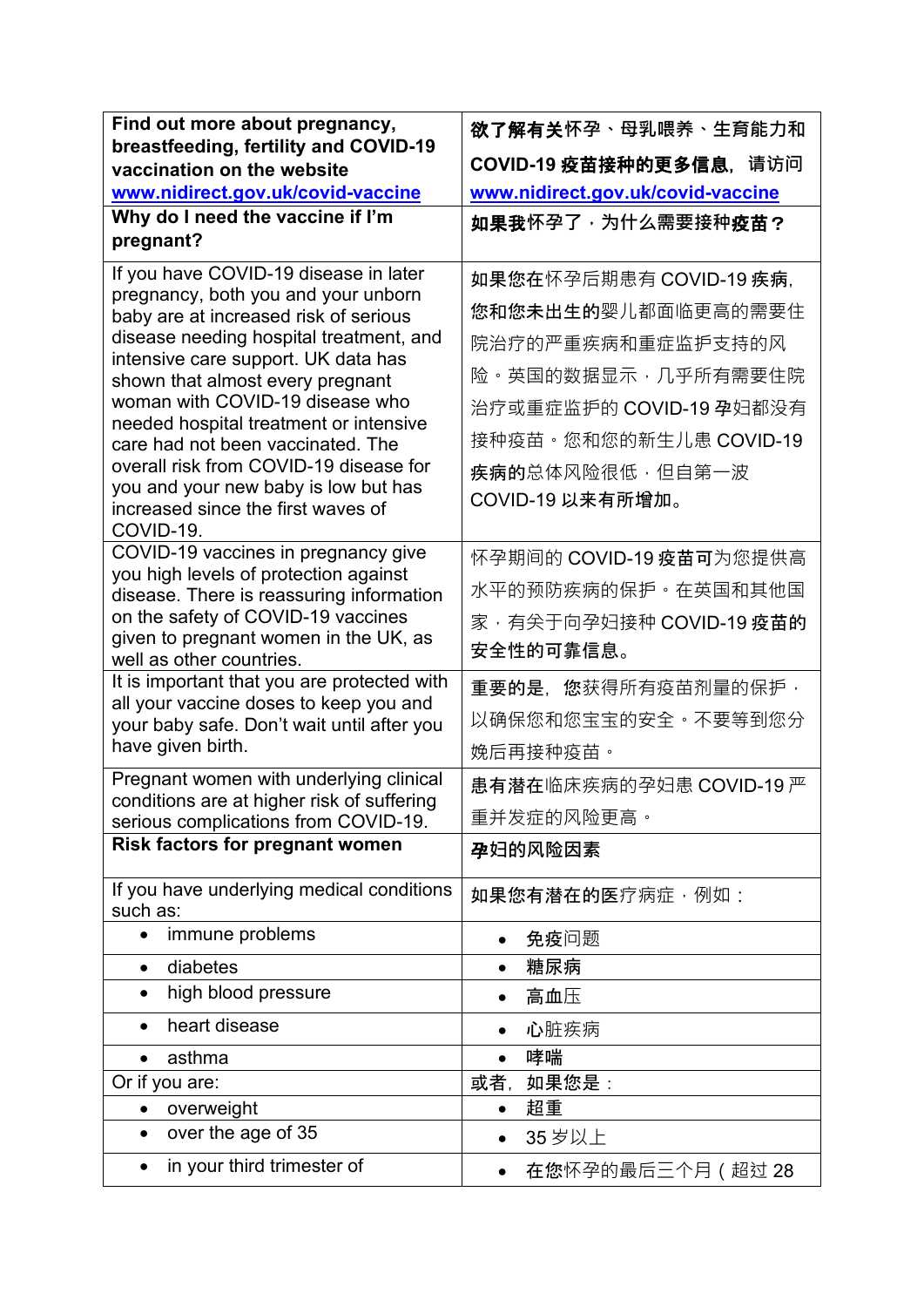| Find out more about pregnancy, breastfeeding, fertility and COVID-19 vaccination on the website www.nidirect.gov.uk/covid-vaccine | 欲了解有关怀孕、母乳喂养、生育能力和 COVID-19 疫苗接种的更多信息，请访问 www.nidirect.gov.uk/covid-vaccine |
|---|---|
| **Why do I need the vaccine if I'm pregnant?** | **如果我怀孕了，为什么需要接种疫苗？** |
| If you have COVID-19 disease in later pregnancy, both you and your unborn baby are at increased risk of serious disease needing hospital treatment, and intensive care support. UK data has shown that almost every pregnant woman with COVID-19 disease who needed hospital treatment or intensive care had not been vaccinated. The overall risk from COVID-19 disease for you and your new baby is low but has increased since the first waves of COVID-19. | 如果您在怀孕后期患有 COVID-19 疾病，您和您未出生的婴儿都面临更高的需要住院治疗的严重疾病和重症监护支持的风险。英国的数据显示，几乎所有需要住院治疗或重症监护的 COVID-19 孕妇都没有接种疫苗。您和您的新生儿患 COVID-19 疾病的总体风险很低，但自第一波 COVID-19 以来有所增加。 |
| COVID-19 vaccines in pregnancy give you high levels of protection against disease. There is reassuring information on the safety of COVID-19 vaccines given to pregnant women in the UK, as well as other countries. | 怀孕期间的 COVID-19 疫苗可为您提供高水平的预防疾病的保护。在英国和其他国家，有关于向孕妇接种 COVID-19 疫苗的安全性的可靠信息。 |
| It is important that you are protected with all your vaccine doses to keep you and your baby safe. Don't wait until after you have given birth. | 重要的是，您获得所有疫苗剂量的保护，以确保您和您宝宝的安全。不要等到您分娩后再接种疫苗。 |
| Pregnant women with underlying clinical conditions are at higher risk of suffering serious complications from COVID-19. | 患有潜在临床疾病的孕妇患 COVID-19 严重并发症的风险更高。 |
| **Risk factors for pregnant women** | **孕妇的风险因素** |
| If you have underlying medical conditions such as: | 如果您有潜在的医疗病症，例如： |
| • immune problems | • 免疫问题 |
| • diabetes | • 糖尿病 |
| • high blood pressure | • 高血压 |
| • heart disease | • 心脏疾病 |
| • asthma | • 哮喘 |
| Or if you are: | 或者，如果您是： |
| • overweight | • 超重 |
| • over the age of 35 | • 35 岁以上 |
| • in your third trimester of | • 在您怀孕的最后三个月（超过 28 |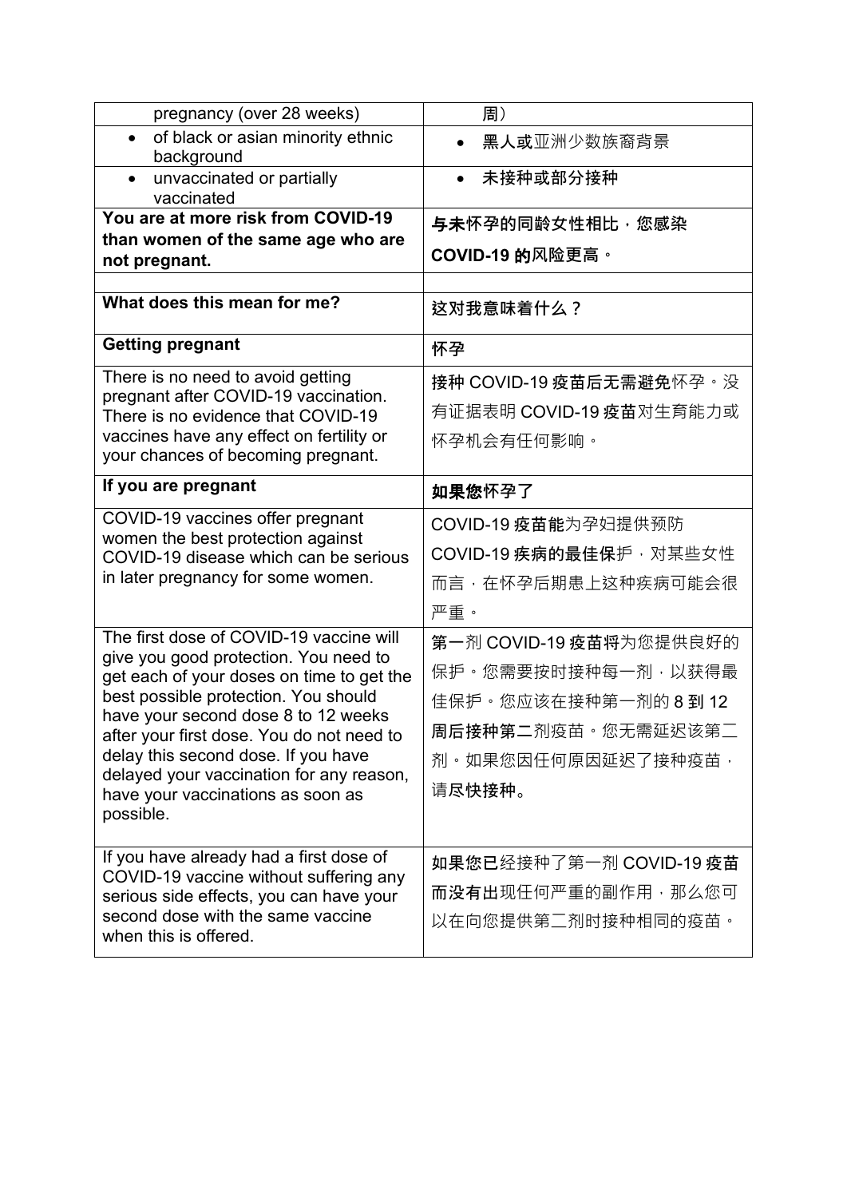| pregnancy (over 28 weeks) | 周） |
|---|---|
| • of black or asian minority ethnic background | • 黑人或亚洲少数族裔背景 |
| • unvaccinated or partially vaccinated | • 未接种或部分接种 |
| **You are at more risk from COVID-19 than women of the same age who are not pregnant.** | **与未怀孕的同龄女性相比，您感染 COVID-19 的风险更高。** |
| | |
| **What does this mean for me?** | **这对我意味着什么？** |
| **Getting pregnant** | **怀孕** |
| There is no need to avoid getting pregnant after COVID-19 vaccination. There is no evidence that COVID-19 vaccines have any effect on fertility or your chances of becoming pregnant. | 接种 COVID-19 疫苗后无需避免怀孕。没有证据表明 COVID-19 疫苗对生育能力或怀孕机会有任何影响。 |
| **If you are pregnant** | **如果您怀孕了** |
| COVID-19 vaccines offer pregnant women the best protection against COVID-19 disease which can be serious in later pregnancy for some women. | COVID-19 疫苗能为孕妇提供预防 COVID-19 疾病的最佳保护，对某些女性而言，在怀孕后期患上这种疾病可能会很严重。 |
| The first dose of COVID-19 vaccine will give you good protection. You need to get each of your doses on time to get the best possible protection. You should have your second dose 8 to 12 weeks after your first dose. You do not need to delay this second dose. If you have delayed your vaccination for any reason, have your vaccinations as soon as possible. | 第一剂 COVID-19 疫苗将为您提供良好的保护。您需要按时接种每一剂，以获得最佳保护。您应该在接种第一剂的 8 到 12 周后接种第二剂疫苗。您无需延迟该第二剂。如果您因任何原因延迟了接种疫苗，请尽快接种。 |
| If you have already had a first dose of COVID-19 vaccine without suffering any serious side effects, you can have your second dose with the same vaccine when this is offered. | 如果您已经接种了第一剂 COVID-19 疫苗而没有出现任何严重的副作用，那么您可以在向您提供第二剂时接种相同的疫苗。 |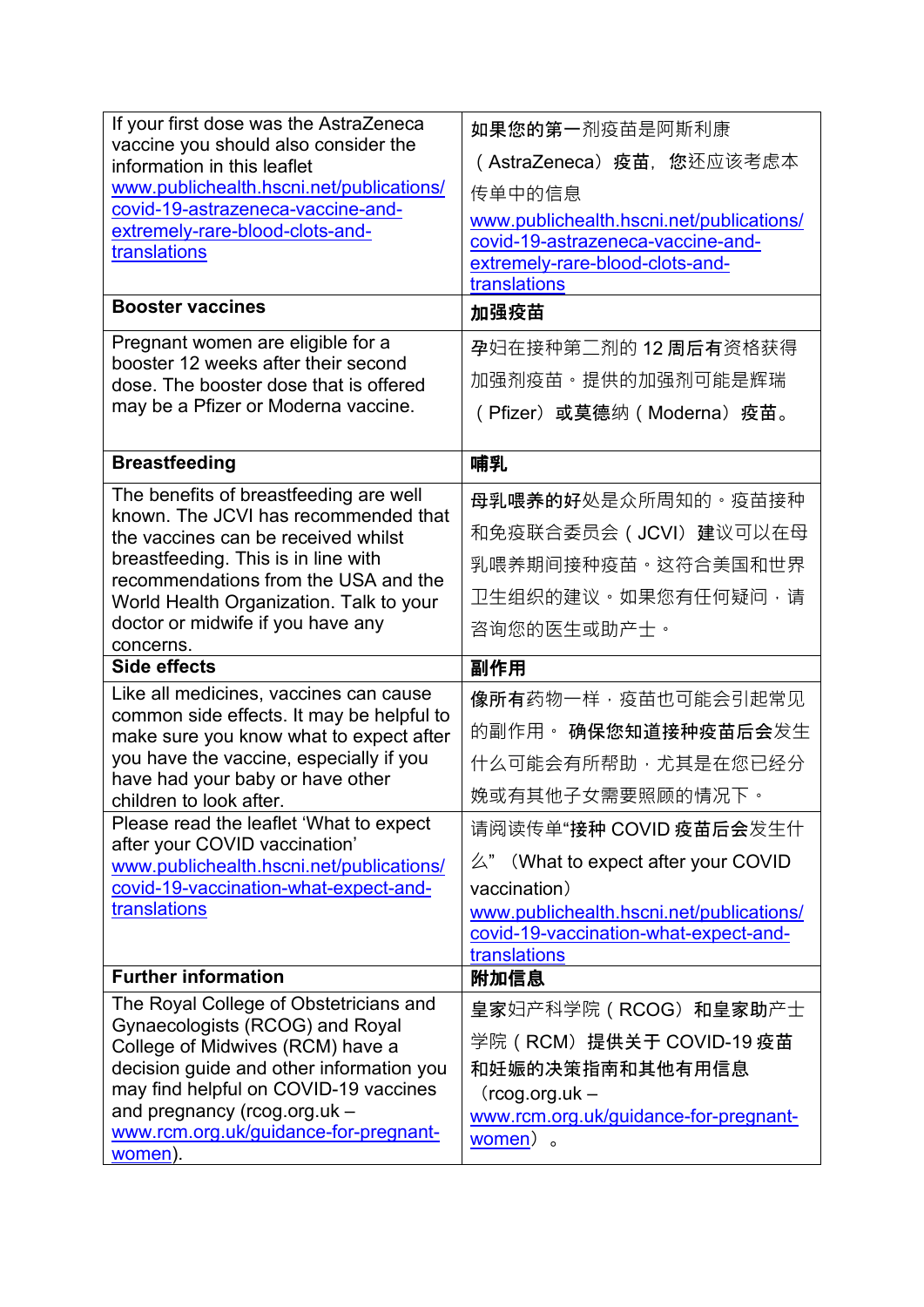| If your first dose was the AstraZeneca vaccine you should also consider the information in this leaflet www.publichealth.hscni.net/publications/covid-19-astrazeneca-vaccine-and-extremely-rare-blood-clots-and-translations | 如果您的第一剂疫苗是阿斯利康（AstraZeneca）疫苗，您还应该考虑本传单中的信息 www.publichealth.hscni.net/publications/covid-19-astrazeneca-vaccine-and-extremely-rare-blood-clots-and-translations |
|---|---|
| **Booster vaccines** | **加强疫苗** |
| Pregnant women are eligible for a booster 12 weeks after their second dose. The booster dose that is offered may be a Pfizer or Moderna vaccine. | 孕妇在接种第二剂的 12 周后有资格获得加强剂疫苗。提供的加强剂可能是辉瑞（Pfizer）或莫德纳（Moderna）疫苗。 |
| **Breastfeeding** | **哺乳** |
| The benefits of breastfeeding are well known. The JCVI has recommended that the vaccines can be received whilst breastfeeding. This is in line with recommendations from the USA and the World Health Organization. Talk to your doctor or midwife if you have any concerns. | 母乳喂养的好处是众所周知的。疫苗接种和免疫联合委员会（JCVI）建议可以在母乳喂养期间接种疫苗。这符合美国和世界卫生组织的建议。如果您有任何疑问，请咨询您的医生或助产士。 |
| **Side effects** | **副作用** |
| Like all medicines, vaccines can cause common side effects. It may be helpful to make sure you know what to expect after you have the vaccine, especially if you have had your baby or have other children to look after. | 像所有药物一样，疫苗也可能会引起常见的副作用。确保您知道接种疫苗后会发生什么可能会有所帮助，尤其是在您已经分娩或有其他子女需要照顾的情况下。 |
| Please read the leaflet 'What to expect after your COVID vaccination' www.publichealth.hscni.net/publications/covid-19-vaccination-what-expect-and-translations | 请阅读传单"接种 COVID 疫苗后会发生什么"（What to expect after your COVID vaccination） www.publichealth.hscni.net/publications/covid-19-vaccination-what-expect-and-translations |
| **Further information** | **附加信息** |
| The Royal College of Obstetricians and Gynaecologists (RCOG) and Royal College of Midwives (RCM) have a decision guide and other information you may find helpful on COVID-19 vaccines and pregnancy (rcog.org.uk – www.rcm.org.uk/guidance-for-pregnant-women). | 皇家妇产科学院（RCOG）和皇家助产士学院（RCM）提供关于 COVID-19 疫苗和妊娠的决策指南和其他有用信息（rcog.org.uk – www.rcm.org.uk/guidance-for-pregnant-women）。 |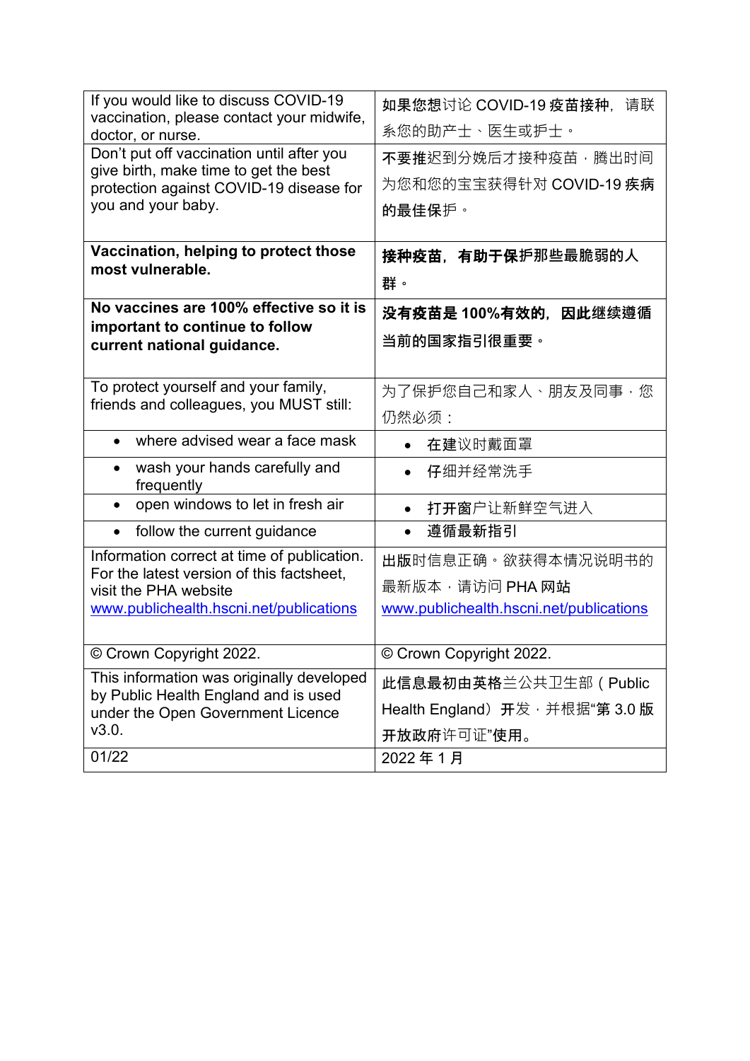| | |
|---|---|
| If you would like to discuss COVID-19 vaccination, please contact your midwife, doctor, or nurse. | 如果您想讨论 COVID-19 疫苗接种，请联系您的助产士、医生或护士。 |
| Don’t put off vaccination until after you give birth, make time to get the best protection against COVID-19 disease for you and your baby. | 不要推迟到分娩后才接种疫苗，腾出时间为您和您的宝宝获得针对 COVID-19 疾病的最佳保护。 |
| **Vaccination, helping to protect those most vulnerable.** | **接种疫苗，有助于保护那些最脆弱的人群。** |
| **No vaccines are 100% effective so it is important to continue to follow current national guidance.** | **没有疫苗是 100%有效的，因此继续遵循当前的国家指引很重要。** |
| To protect yourself and your family, friends and colleagues, you MUST still: | 为了保护您自己和家人、朋友及同事，您仍然必须： |
| • where advised wear a face mask | • 在建议时戴面罩 |
| • wash your hands carefully and frequently | • 仔细并经常洗手 |
| • open windows to let in fresh air | • 打开窗户让新鲜空气进入 |
| • follow the current guidance | • 遵循最新指引 |
| Information correct at time of publication. For the latest version of this factsheet, visit the PHA website [www.publichealth.hscni.net/publications](http://www.publichealth.hscni.net/publications) | 出版时信息正确。欲获得本情况说明书的最新版本，请访问 PHA 网站 [www.publichealth.hscni.net/publications](http://www.publichealth.hscni.net/publications) |
| © Crown Copyright 2022. | © Crown Copyright 2022. |
| This information was originally developed by Public Health England and is used under the Open Government Licence v3.0. | 此信息最初由英格兰公共卫生部（Public Health England）开发，并根据“第 3.0 版开放政府许可证”使用。 |
| 01/22 | 2022 年 1 月 |